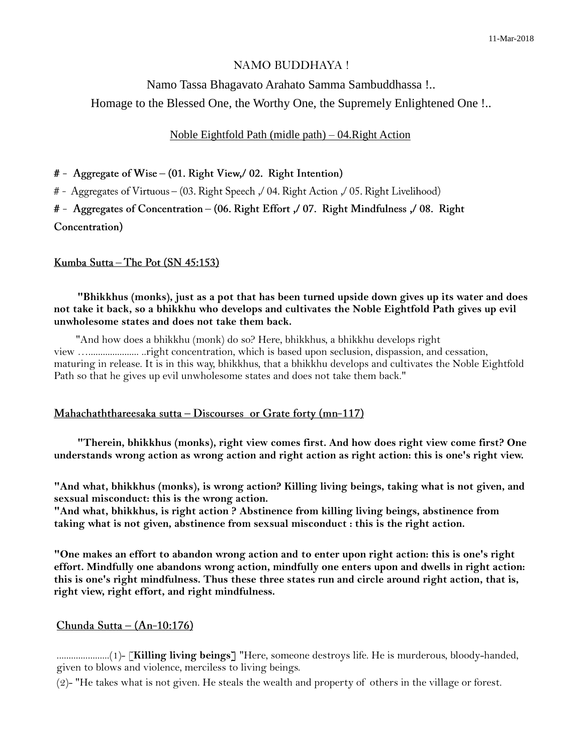NAMO BUDDHAYA !

Namo Tassa Bhagavato Arahato Samma Sambuddhassa !..

Homage to the Blessed One, the Worthy One, the Supremely Enlightened One !..

## Noble Eightfold Path (midle path) – 04.Right Action

**# - Aggregate of Wise – (01. Right View,/ 02. Right Intention)**

# - Aggregates of Virtuous – (03. Right Speech ,/ 04. Right Action ,/ 05. Right Livelihood)

**# - Aggregates of Concentration – (06. Right Effort ,/ 07. Right Mindfulness ,/ 08. Right Concentration)**

### Kumba Sutta – The Pot (SN 45:153)

**"Bhikkhus (monks), just as a pot that has been turned upside down gives up its water and does not take it back, so a bhikkhu who develops and cultivates the Noble Eightfold Path gives up evil unwholesome states and does not take them back.**

"And how does a bhikkhu (monk) do so? Here, bhikkhus, a bhikkhu develops right view …..................... ..right concentration, which is based upon seclusion, dispassion, and cessation, maturing in release. It is in this way, bhikkhus, that a bhikkhu develops and cultivates the Noble Eightfold Path so that he gives up evil unwholesome states and does not take them back."

### Mahachaththareesaka sutta – Discourses or Grate forty (mn-117)

**"Therein, bhikkhus (monks), right view comes first. And how does right view come first? One understands wrong action as wrong action and right action as right action: this is one's right view.**

**"And what, bhikkhus (monks), is wrong action? Killing living beings, taking what is not given, and sexsual misconduct: this is the wrong action.**
**"And what, bhikkhus, is right action ? Abstinence from killing living beings, abstinence from taking what is not given, abstinence from sexsual misconduct : this is the right action.**

**"One makes an effort to abandon wrong action and to enter upon right action: this is one's right effort. Mindfully one abandons wrong action, mindfully one enters upon and dwells in right action: this is one's right mindfulness. Thus these three states run and circle around right action, that is, right view, right effort, and right mindfulness.**

### Chunda Sutta – (An-10:176)

.....................(1)- [**Killing living beings**] "Here, someone destroys life. He is murderous, bloody-handed, given to blows and violence, merciless to living beings.

(2)- "He takes what is not given. He steals the wealth and property of others in the village or forest.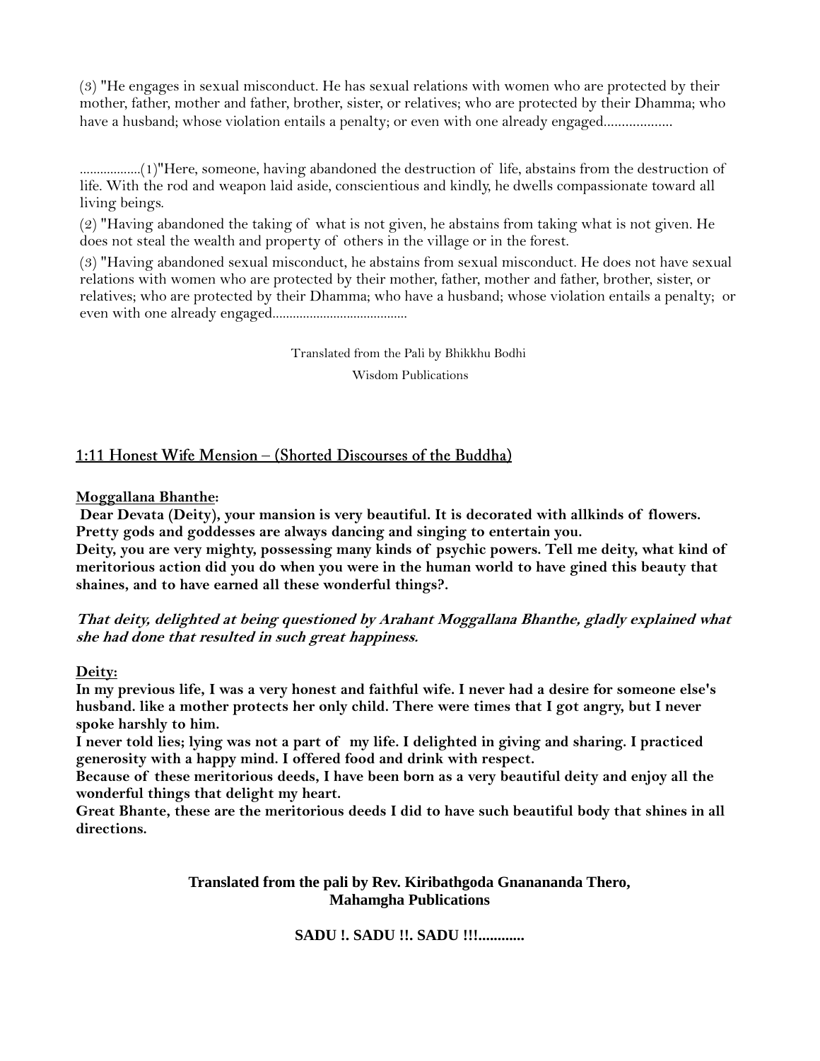(3) "He engages in sexual misconduct. He has sexual relations with women who are protected by their mother, father, mother and father, brother, sister, or relatives; who are protected by their Dhamma; who have a husband; whose violation entails a penalty; or even with one already engaged..................

.................(1)"Here, someone, having abandoned the destruction of life, abstains from the destruction of life. With the rod and weapon laid aside, conscientious and kindly, he dwells compassionate toward all living beings.

(2) "Having abandoned the taking of what is not given, he abstains from taking what is not given. He does not steal the wealth and property of others in the village or in the forest.

(3) "Having abandoned sexual misconduct, he abstains from sexual misconduct. He does not have sexual relations with women who are protected by their mother, father, mother and father, brother, sister, or relatives; who are protected by their Dhamma; who have a husband; whose violation entails a penalty; or even with one already engaged.......................................

Translated from the Pali by Bhikkhu Bodhi

Wisdom Publications

## 1:11 Honest Wife Mension – (Shorted Discourses of the Buddha)

**Moggallana Bhanthe:**

**Dear Devata (Deity), your mansion is very beautiful. It is decorated with allkinds of flowers. Pretty gods and goddesses are always dancing and singing to entertain you.**
**Deity, you are very mighty, possessing many kinds of psychic powers. Tell me deity, what kind of meritorious action did you do when you were in the human world to have gined this beauty that shaines, and to have earned all these wonderful things?.**

***That deity, delighted at being questioned by Arahant Moggallana Bhanthe, gladly explained what she had done that resulted in such great happiness.***

**Deity:**

**In my previous life, I was a very honest and faithful wife. I never had a desire for someone else's husband. like a mother protects her only child. There were times that I got angry, but I never spoke harshly to him.**
**I never told lies; lying was not a part of my life. I delighted in giving and sharing. I practiced generosity with a happy mind. I offered food and drink with respect.**
**Because of these meritorious deeds, I have been born as a very beautiful deity and enjoy all the wonderful things that delight my heart.**
**Great Bhante, these are the meritorious deeds I did to have such beautiful body that shines in all directions.**

**Translated from the pali by Rev. Kiribathgoda Gnanananda Thero,**
**Mahamgha Publications**

**SADU !. SADU !!. SADU !!!............**